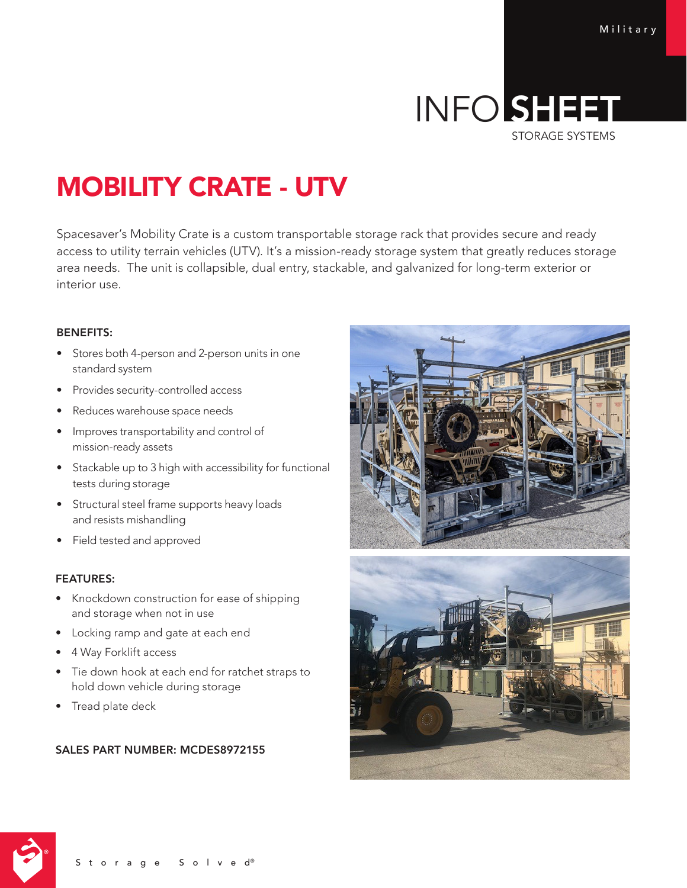Military

# INFO SHEET

STORAGE SYSTEMS

# MOBILITY CRATE - UTV

Spacesaver's Mobility Crate is a custom transportable storage rack that provides secure and ready access to utility terrain vehicles (UTV). It's a mission-ready storage system that greatly reduces storage area needs. The unit is collapsible, dual entry, stackable, and galvanized for long-term exterior or interior use.

## BENEFITS:

- Stores both 4-person and 2-person units in one standard system
- Provides security-controlled access
- Reduces warehouse space needs
- Improves transportability and control of mission-ready assets
- Stackable up to 3 high with accessibility for functional tests during storage
- Structural steel frame supports heavy loads and resists mishandling
- Field tested and approved

## FEATURES:

- Knockdown construction for ease of shipping and storage when not in use
- Locking ramp and gate at each end
- 4 Way Forklift access
- Tie down hook at each end for ratchet straps to hold down vehicle during storage
- Tread plate deck

**SALES PART NUMBER: MCDES8972155**

Storage Solved®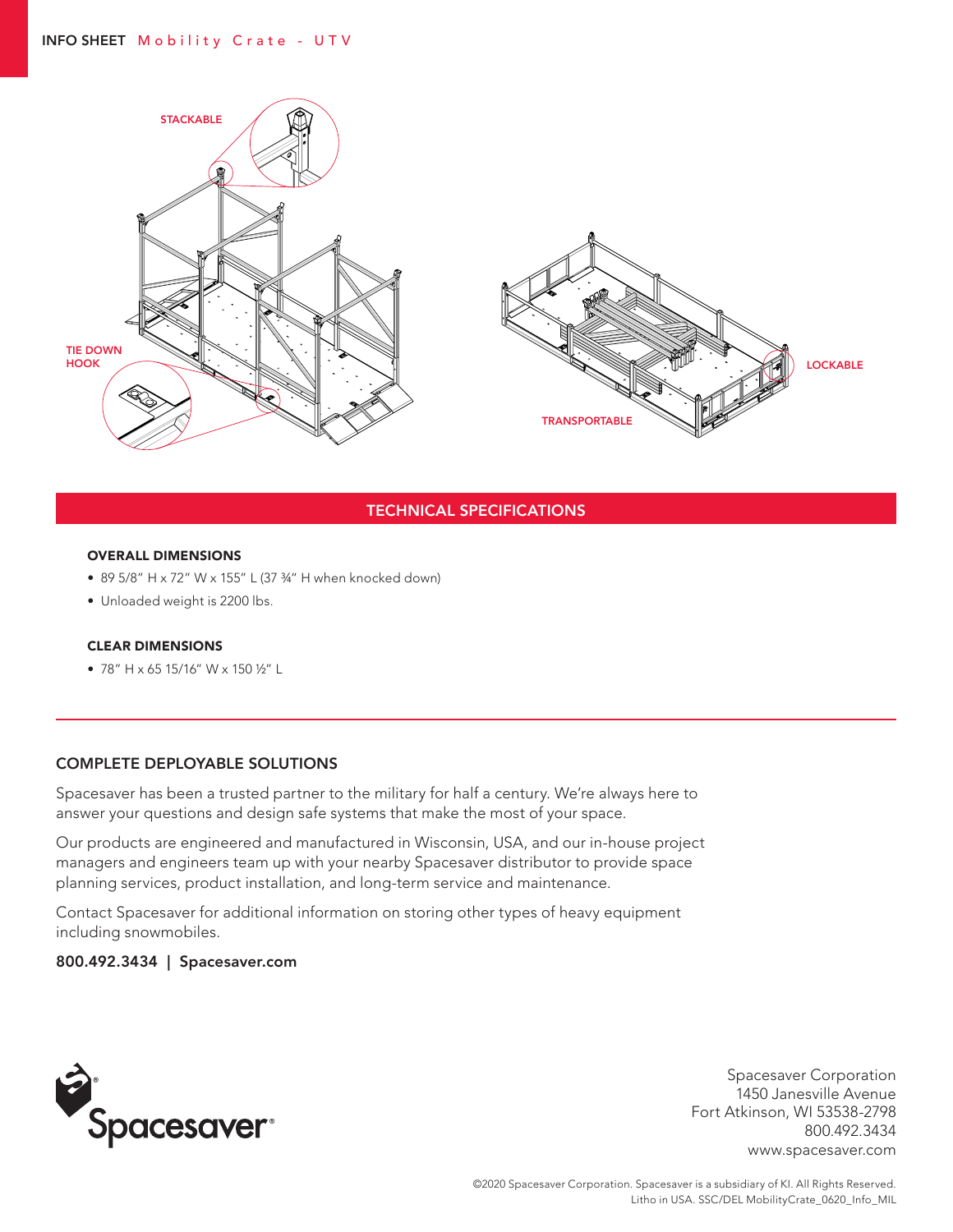INFO SHEET Mobility Crate - UTV

STACKABLE

TIE DOWN HOOK

LOCKABLE

TRANSPORTABLE

## TECHNICAL SPECIFICATIONS

### OVERALL DIMENSIONS

- 89 5/8" H x 72" W x 155" L (37 ¾" H when knocked down)
- Unloaded weight is 2200 lbs.

### CLEAR DIMENSIONS

- 78" H x 65 15/16" W x 150 ½" L

## COMPLETE DEPLOYABLE SOLUTIONS

Spacesaver has been a trusted partner to the military for half a century. We're always here to answer your questions and design safe systems that make the most of your space.

Our products are engineered and manufactured in Wisconsin, USA, and our in-house project managers and engineers team up with your nearby Spacesaver distributor to provide space planning services, product installation, and long-term service and maintenance.

Contact Spacesaver for additional information on storing other types of heavy equipment including snowmobiles.

**800.492.3434 | Spacesaver.com**

Spacesaver®

Spacesaver Corporation
1450 Janesville Avenue
Fort Atkinson, WI 53538-2798
800.492.3434
www.spacesaver.com

©2020 Spacesaver Corporation. Spacesaver is a subsidiary of KI. All Rights Reserved.
Litho in USA. SSC/DEL MobilityCrate_0620_Info_MIL